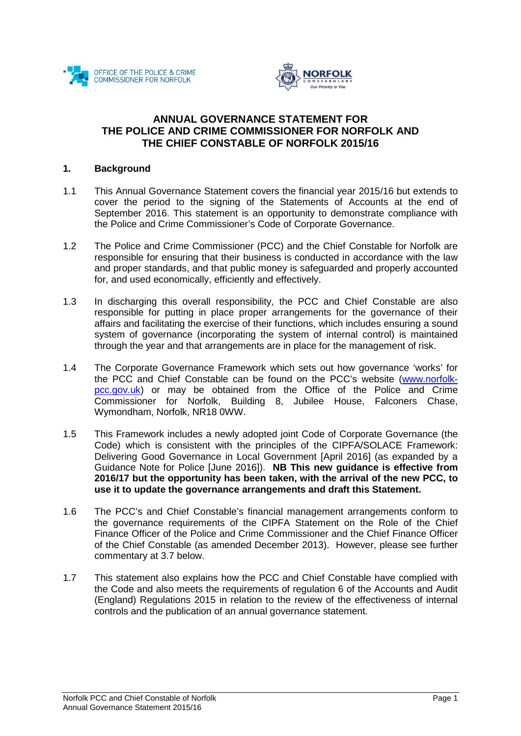# ANNUAL GOVERNANCE STATEMENT FOR THE POLICE AND CRIME COMMISSIONER FOR NORFOLK AND THE CHIEF CONSTABLE OF NORFOLK 2015/16

## 1. Background

1.1 This Annual Governance Statement covers the financial year 2015/16 but extends to cover the period to the signing of the Statements of Accounts at the end of September 2016. This statement is an opportunity to demonstrate compliance with the Police and Crime Commissioner's Code of Corporate Governance.

1.2 The Police and Crime Commissioner (PCC) and the Chief Constable for Norfolk are responsible for ensuring that their business is conducted in accordance with the law and proper standards, and that public money is safeguarded and properly accounted for, and used economically, efficiently and effectively.

1.3 In discharging this overall responsibility, the PCC and Chief Constable are also responsible for putting in place proper arrangements for the governance of their affairs and facilitating the exercise of their functions, which includes ensuring a sound system of governance (incorporating the system of internal control) is maintained through the year and that arrangements are in place for the management of risk.

1.4 The Corporate Governance Framework which sets out how governance 'works' for the PCC and Chief Constable can be found on the PCC's website (www.norfolk-pcc.gov.uk) or may be obtained from the Office of the Police and Crime Commissioner for Norfolk, Building 8, Jubilee House, Falconers Chase, Wymondham, Norfolk, NR18 0WW.

1.5 This Framework includes a newly adopted joint Code of Corporate Governance (the Code) which is consistent with the principles of the CIPFA/SOLACE Framework: Delivering Good Governance in Local Government [April 2016] (as expanded by a Guidance Note for Police [June 2016]). **NB This new guidance is effective from 2016/17 but the opportunity has been taken, with the arrival of the new PCC, to use it to update the governance arrangements and draft this Statement.**

1.6 The PCC's and Chief Constable's financial management arrangements conform to the governance requirements of the CIPFA Statement on the Role of the Chief Finance Officer of the Police and Crime Commissioner and the Chief Finance Officer of the Chief Constable (as amended December 2013). However, please see further commentary at 3.7 below.

1.7 This statement also explains how the PCC and Chief Constable have complied with the Code and also meets the requirements of regulation 6 of the Accounts and Audit (England) Regulations 2015 in relation to the review of the effectiveness of internal controls and the publication of an annual governance statement.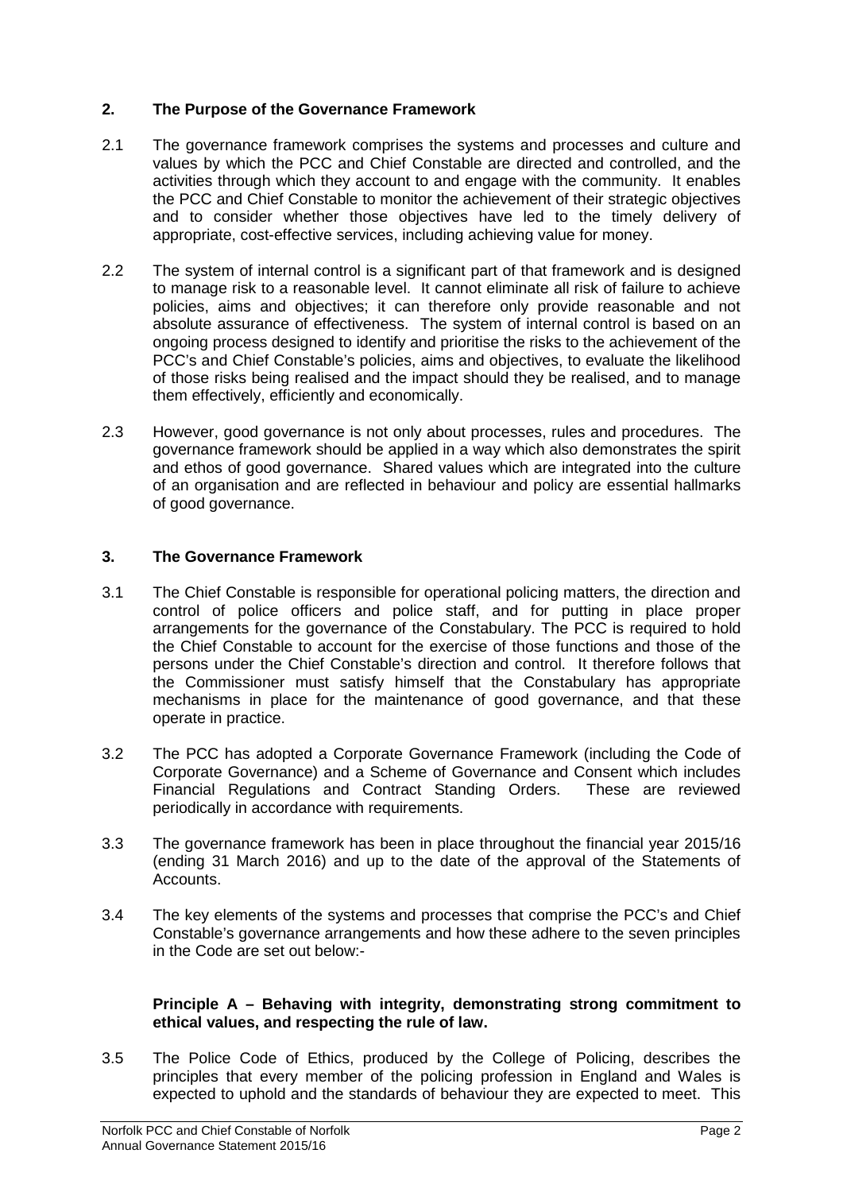## 2. The Purpose of the Governance Framework

2.1 The governance framework comprises the systems and processes and culture and values by which the PCC and Chief Constable are directed and controlled, and the activities through which they account to and engage with the community. It enables the PCC and Chief Constable to monitor the achievement of their strategic objectives and to consider whether those objectives have led to the timely delivery of appropriate, cost-effective services, including achieving value for money.

2.2 The system of internal control is a significant part of that framework and is designed to manage risk to a reasonable level. It cannot eliminate all risk of failure to achieve policies, aims and objectives; it can therefore only provide reasonable and not absolute assurance of effectiveness. The system of internal control is based on an ongoing process designed to identify and prioritise the risks to the achievement of the PCC's and Chief Constable's policies, aims and objectives, to evaluate the likelihood of those risks being realised and the impact should they be realised, and to manage them effectively, efficiently and economically.

2.3 However, good governance is not only about processes, rules and procedures. The governance framework should be applied in a way which also demonstrates the spirit and ethos of good governance. Shared values which are integrated into the culture of an organisation and are reflected in behaviour and policy are essential hallmarks of good governance.

## 3. The Governance Framework

3.1 The Chief Constable is responsible for operational policing matters, the direction and control of police officers and police staff, and for putting in place proper arrangements for the governance of the Constabulary. The PCC is required to hold the Chief Constable to account for the exercise of those functions and those of the persons under the Chief Constable's direction and control. It therefore follows that the Commissioner must satisfy himself that the Constabulary has appropriate mechanisms in place for the maintenance of good governance, and that these operate in practice.

3.2 The PCC has adopted a Corporate Governance Framework (including the Code of Corporate Governance) and a Scheme of Governance and Consent which includes Financial Regulations and Contract Standing Orders. These are reviewed periodically in accordance with requirements.

3.3 The governance framework has been in place throughout the financial year 2015/16 (ending 31 March 2016) and up to the date of the approval of the Statements of Accounts.

3.4 The key elements of the systems and processes that comprise the PCC's and Chief Constable's governance arrangements and how these adhere to the seven principles in the Code are set out below:-

**Principle A – Behaving with integrity, demonstrating strong commitment to ethical values, and respecting the rule of law.**

3.5 The Police Code of Ethics, produced by the College of Policing, describes the principles that every member of the policing profession in England and Wales is expected to uphold and the standards of behaviour they are expected to meet. This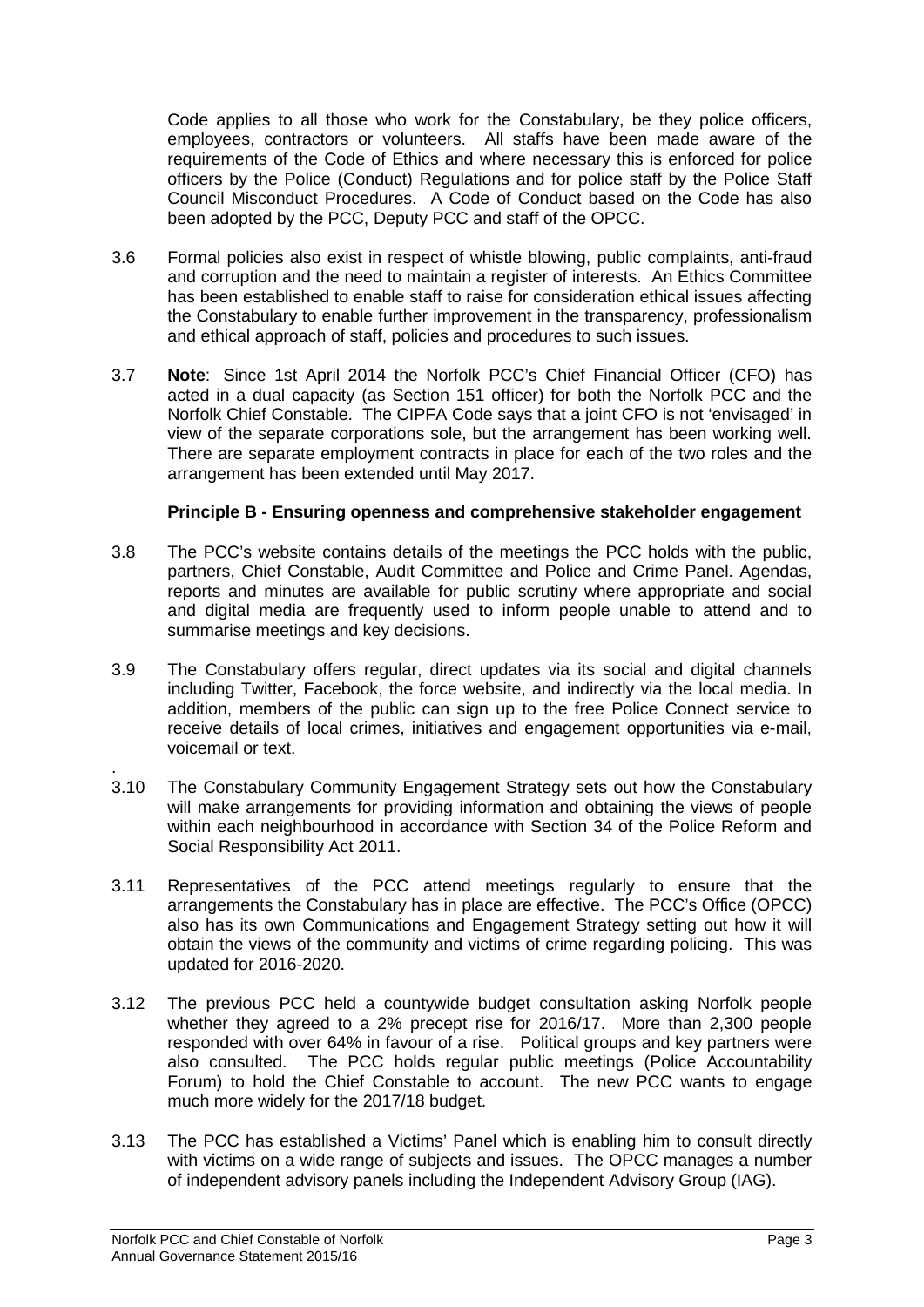Code applies to all those who work for the Constabulary, be they police officers, employees, contractors or volunteers. All staffs have been made aware of the requirements of the Code of Ethics and where necessary this is enforced for police officers by the Police (Conduct) Regulations and for police staff by the Police Staff Council Misconduct Procedures. A Code of Conduct based on the Code has also been adopted by the PCC, Deputy PCC and staff of the OPCC.

3.6 Formal policies also exist in respect of whistle blowing, public complaints, anti-fraud and corruption and the need to maintain a register of interests. An Ethics Committee has been established to enable staff to raise for consideration ethical issues affecting the Constabulary to enable further improvement in the transparency, professionalism and ethical approach of staff, policies and procedures to such issues.

3.7 **Note**: Since 1st April 2014 the Norfolk PCC's Chief Financial Officer (CFO) has acted in a dual capacity (as Section 151 officer) for both the Norfolk PCC and the Norfolk Chief Constable. The CIPFA Code says that a joint CFO is not 'envisaged' in view of the separate corporations sole, but the arrangement has been working well. There are separate employment contracts in place for each of the two roles and the arrangement has been extended until May 2017.

**Principle B - Ensuring openness and comprehensive stakeholder engagement**

3.8 The PCC's website contains details of the meetings the PCC holds with the public, partners, Chief Constable, Audit Committee and Police and Crime Panel. Agendas, reports and minutes are available for public scrutiny where appropriate and social and digital media are frequently used to inform people unable to attend and to summarise meetings and key decisions.

3.9 The Constabulary offers regular, direct updates via its social and digital channels including Twitter, Facebook, the force website, and indirectly via the local media. In addition, members of the public can sign up to the free Police Connect service to receive details of local crimes, initiatives and engagement opportunities via e-mail, voicemail or text.

3.10 The Constabulary Community Engagement Strategy sets out how the Constabulary will make arrangements for providing information and obtaining the views of people within each neighbourhood in accordance with Section 34 of the Police Reform and Social Responsibility Act 2011.

3.11 Representatives of the PCC attend meetings regularly to ensure that the arrangements the Constabulary has in place are effective. The PCC's Office (OPCC) also has its own Communications and Engagement Strategy setting out how it will obtain the views of the community and victims of crime regarding policing. This was updated for 2016-2020.

3.12 The previous PCC held a countywide budget consultation asking Norfolk people whether they agreed to a 2% precept rise for 2016/17. More than 2,300 people responded with over 64% in favour of a rise. Political groups and key partners were also consulted. The PCC holds regular public meetings (Police Accountability Forum) to hold the Chief Constable to account. The new PCC wants to engage much more widely for the 2017/18 budget.

3.13 The PCC has established a Victims' Panel which is enabling him to consult directly with victims on a wide range of subjects and issues. The OPCC manages a number of independent advisory panels including the Independent Advisory Group (IAG).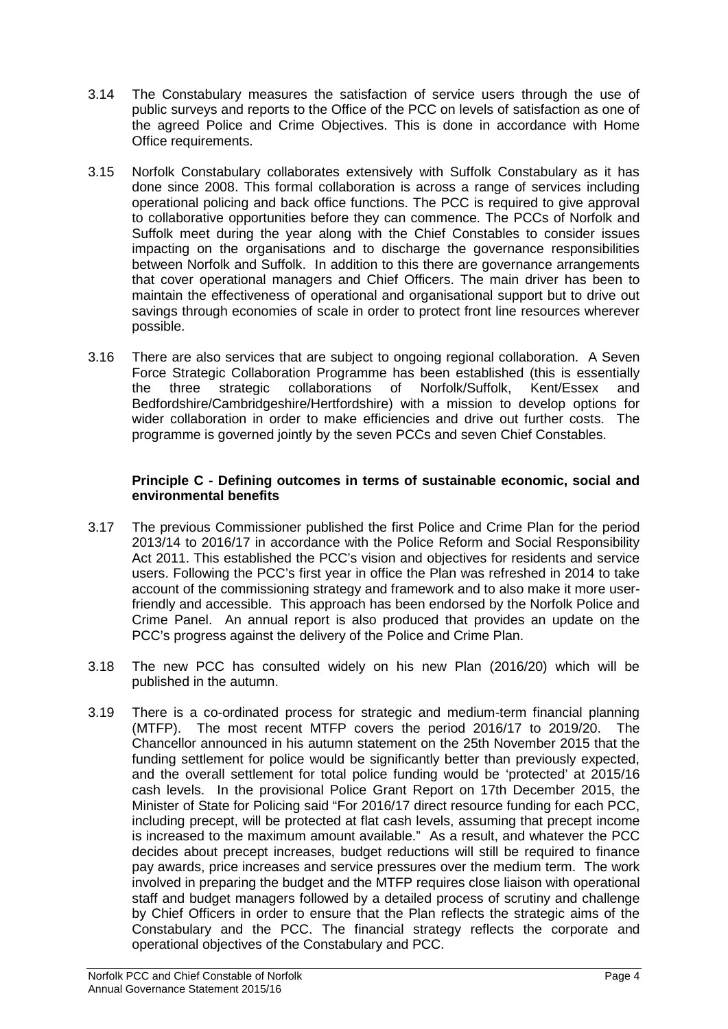3.14 The Constabulary measures the satisfaction of service users through the use of public surveys and reports to the Office of the PCC on levels of satisfaction as one of the agreed Police and Crime Objectives. This is done in accordance with Home Office requirements.

3.15 Norfolk Constabulary collaborates extensively with Suffolk Constabulary as it has done since 2008. This formal collaboration is across a range of services including operational policing and back office functions. The PCC is required to give approval to collaborative opportunities before they can commence. The PCCs of Norfolk and Suffolk meet during the year along with the Chief Constables to consider issues impacting on the organisations and to discharge the governance responsibilities between Norfolk and Suffolk. In addition to this there are governance arrangements that cover operational managers and Chief Officers. The main driver has been to maintain the effectiveness of operational and organisational support but to drive out savings through economies of scale in order to protect front line resources wherever possible.

3.16 There are also services that are subject to ongoing regional collaboration. A Seven Force Strategic Collaboration Programme has been established (this is essentially the three strategic collaborations of Norfolk/Suffolk, Kent/Essex and Bedfordshire/Cambridgeshire/Hertfordshire) with a mission to develop options for wider collaboration in order to make efficiencies and drive out further costs. The programme is governed jointly by the seven PCCs and seven Chief Constables.

**Principle C - Defining outcomes in terms of sustainable economic, social and environmental benefits**

3.17 The previous Commissioner published the first Police and Crime Plan for the period 2013/14 to 2016/17 in accordance with the Police Reform and Social Responsibility Act 2011. This established the PCC's vision and objectives for residents and service users. Following the PCC's first year in office the Plan was refreshed in 2014 to take account of the commissioning strategy and framework and to also make it more user-friendly and accessible. This approach has been endorsed by the Norfolk Police and Crime Panel. An annual report is also produced that provides an update on the PCC's progress against the delivery of the Police and Crime Plan.

3.18 The new PCC has consulted widely on his new Plan (2016/20) which will be published in the autumn.

3.19 There is a co-ordinated process for strategic and medium-term financial planning (MTFP). The most recent MTFP covers the period 2016/17 to 2019/20. The Chancellor announced in his autumn statement on the 25th November 2015 that the funding settlement for police would be significantly better than previously expected, and the overall settlement for total police funding would be 'protected' at 2015/16 cash levels. In the provisional Police Grant Report on 17th December 2015, the Minister of State for Policing said "For 2016/17 direct resource funding for each PCC, including precept, will be protected at flat cash levels, assuming that precept income is increased to the maximum amount available." As a result, and whatever the PCC decides about precept increases, budget reductions will still be required to finance pay awards, price increases and service pressures over the medium term. The work involved in preparing the budget and the MTFP requires close liaison with operational staff and budget managers followed by a detailed process of scrutiny and challenge by Chief Officers in order to ensure that the Plan reflects the strategic aims of the Constabulary and the PCC. The financial strategy reflects the corporate and operational objectives of the Constabulary and PCC.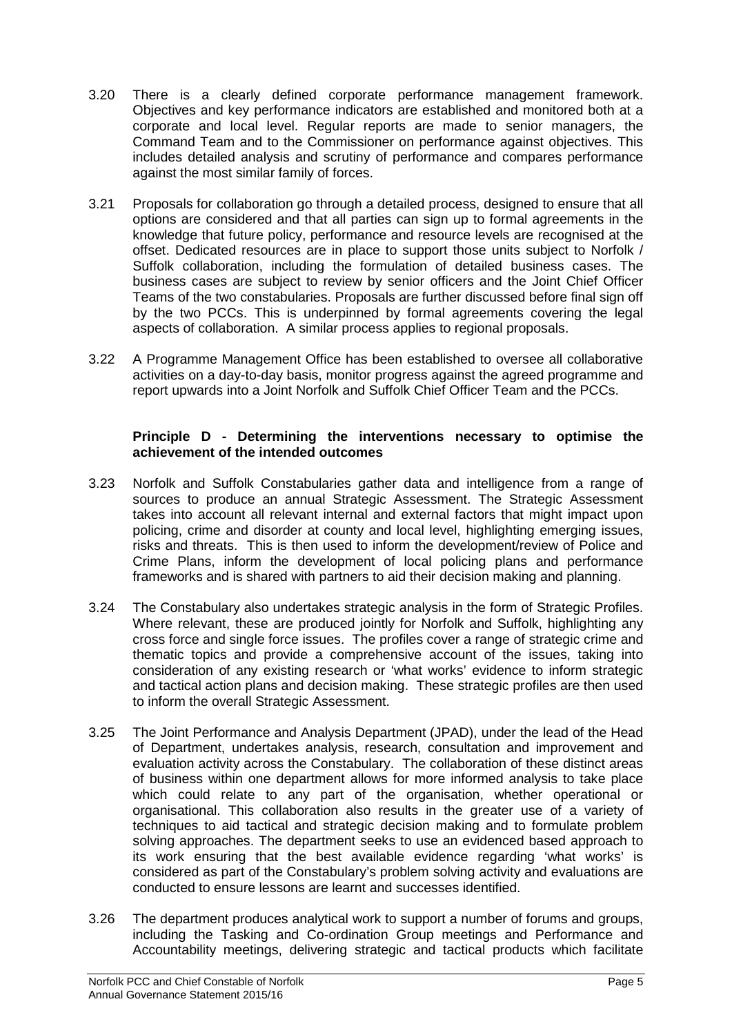3.20 There is a clearly defined corporate performance management framework. Objectives and key performance indicators are established and monitored both at a corporate and local level. Regular reports are made to senior managers, the Command Team and to the Commissioner on performance against objectives. This includes detailed analysis and scrutiny of performance and compares performance against the most similar family of forces.

3.21 Proposals for collaboration go through a detailed process, designed to ensure that all options are considered and that all parties can sign up to formal agreements in the knowledge that future policy, performance and resource levels are recognised at the offset. Dedicated resources are in place to support those units subject to Norfolk / Suffolk collaboration, including the formulation of detailed business cases. The business cases are subject to review by senior officers and the Joint Chief Officer Teams of the two constabularies. Proposals are further discussed before final sign off by the two PCCs. This is underpinned by formal agreements covering the legal aspects of collaboration. A similar process applies to regional proposals.

3.22 A Programme Management Office has been established to oversee all collaborative activities on a day-to-day basis, monitor progress against the agreed programme and report upwards into a Joint Norfolk and Suffolk Chief Officer Team and the PCCs.

**Principle D - Determining the interventions necessary to optimise the achievement of the intended outcomes**

3.23 Norfolk and Suffolk Constabularies gather data and intelligence from a range of sources to produce an annual Strategic Assessment. The Strategic Assessment takes into account all relevant internal and external factors that might impact upon policing, crime and disorder at county and local level, highlighting emerging issues, risks and threats. This is then used to inform the development/review of Police and Crime Plans, inform the development of local policing plans and performance frameworks and is shared with partners to aid their decision making and planning.

3.24 The Constabulary also undertakes strategic analysis in the form of Strategic Profiles. Where relevant, these are produced jointly for Norfolk and Suffolk, highlighting any cross force and single force issues. The profiles cover a range of strategic crime and thematic topics and provide a comprehensive account of the issues, taking into consideration of any existing research or 'what works' evidence to inform strategic and tactical action plans and decision making. These strategic profiles are then used to inform the overall Strategic Assessment.

3.25 The Joint Performance and Analysis Department (JPAD), under the lead of the Head of Department, undertakes analysis, research, consultation and improvement and evaluation activity across the Constabulary. The collaboration of these distinct areas of business within one department allows for more informed analysis to take place which could relate to any part of the organisation, whether operational or organisational. This collaboration also results in the greater use of a variety of techniques to aid tactical and strategic decision making and to formulate problem solving approaches. The department seeks to use an evidenced based approach to its work ensuring that the best available evidence regarding 'what works' is considered as part of the Constabulary's problem solving activity and evaluations are conducted to ensure lessons are learnt and successes identified.

3.26 The department produces analytical work to support a number of forums and groups, including the Tasking and Co-ordination Group meetings and Performance and Accountability meetings, delivering strategic and tactical products which facilitate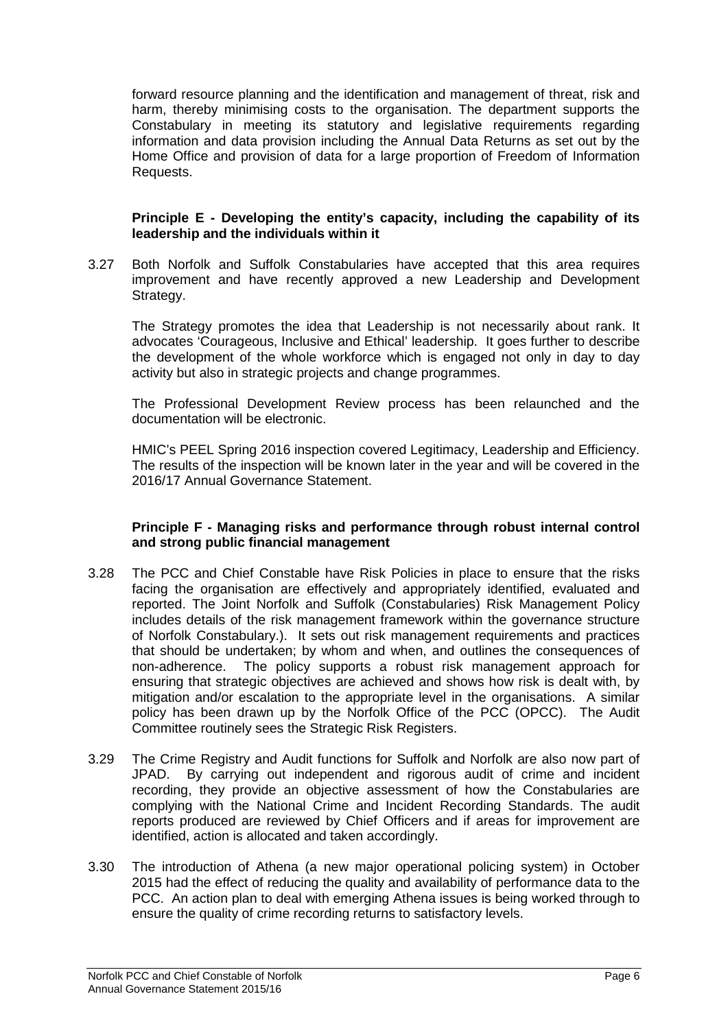forward resource planning and the identification and management of threat, risk and harm, thereby minimising costs to the organisation. The department supports the Constabulary in meeting its statutory and legislative requirements regarding information and data provision including the Annual Data Returns as set out by the Home Office and provision of data for a large proportion of Freedom of Information Requests.

**Principle E - Developing the entity's capacity, including the capability of its leadership and the individuals within it**

3.27 Both Norfolk and Suffolk Constabularies have accepted that this area requires improvement and have recently approved a new Leadership and Development Strategy.

The Strategy promotes the idea that Leadership is not necessarily about rank. It advocates 'Courageous, Inclusive and Ethical' leadership. It goes further to describe the development of the whole workforce which is engaged not only in day to day activity but also in strategic projects and change programmes.

The Professional Development Review process has been relaunched and the documentation will be electronic.

HMIC's PEEL Spring 2016 inspection covered Legitimacy, Leadership and Efficiency. The results of the inspection will be known later in the year and will be covered in the 2016/17 Annual Governance Statement.

**Principle F - Managing risks and performance through robust internal control and strong public financial management**

3.28 The PCC and Chief Constable have Risk Policies in place to ensure that the risks facing the organisation are effectively and appropriately identified, evaluated and reported. The Joint Norfolk and Suffolk (Constabularies) Risk Management Policy includes details of the risk management framework within the governance structure of Norfolk Constabulary.). It sets out risk management requirements and practices that should be undertaken; by whom and when, and outlines the consequences of non-adherence. The policy supports a robust risk management approach for ensuring that strategic objectives are achieved and shows how risk is dealt with, by mitigation and/or escalation to the appropriate level in the organisations. A similar policy has been drawn up by the Norfolk Office of the PCC (OPCC). The Audit Committee routinely sees the Strategic Risk Registers.

3.29 The Crime Registry and Audit functions for Suffolk and Norfolk are also now part of JPAD. By carrying out independent and rigorous audit of crime and incident recording, they provide an objective assessment of how the Constabularies are complying with the National Crime and Incident Recording Standards. The audit reports produced are reviewed by Chief Officers and if areas for improvement are identified, action is allocated and taken accordingly.

3.30 The introduction of Athena (a new major operational policing system) in October 2015 had the effect of reducing the quality and availability of performance data to the PCC. An action plan to deal with emerging Athena issues is being worked through to ensure the quality of crime recording returns to satisfactory levels.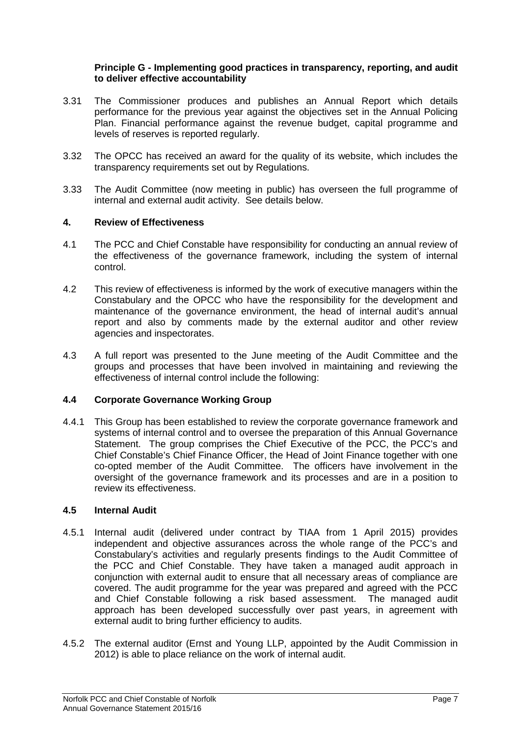**Principle G - Implementing good practices in transparency, reporting, and audit to deliver effective accountability**

3.31 The Commissioner produces and publishes an Annual Report which details performance for the previous year against the objectives set in the Annual Policing Plan. Financial performance against the revenue budget, capital programme and levels of reserves is reported regularly.

3.32 The OPCC has received an award for the quality of its website, which includes the transparency requirements set out by Regulations.

3.33 The Audit Committee (now meeting in public) has overseen the full programme of internal and external audit activity. See details below.

## 4. Review of Effectiveness

4.1 The PCC and Chief Constable have responsibility for conducting an annual review of the effectiveness of the governance framework, including the system of internal control.

4.2 This review of effectiveness is informed by the work of executive managers within the Constabulary and the OPCC who have the responsibility for the development and maintenance of the governance environment, the head of internal audit's annual report and also by comments made by the external auditor and other review agencies and inspectorates.

4.3 A full report was presented to the June meeting of the Audit Committee and the groups and processes that have been involved in maintaining and reviewing the effectiveness of internal control include the following:

### 4.4 Corporate Governance Working Group

4.4.1 This Group has been established to review the corporate governance framework and systems of internal control and to oversee the preparation of this Annual Governance Statement. The group comprises the Chief Executive of the PCC, the PCC's and Chief Constable's Chief Finance Officer, the Head of Joint Finance together with one co-opted member of the Audit Committee. The officers have involvement in the oversight of the governance framework and its processes and are in a position to review its effectiveness.

### 4.5 Internal Audit

4.5.1 Internal audit (delivered under contract by TIAA from 1 April 2015) provides independent and objective assurances across the whole range of the PCC's and Constabulary's activities and regularly presents findings to the Audit Committee of the PCC and Chief Constable. They have taken a managed audit approach in conjunction with external audit to ensure that all necessary areas of compliance are covered. The audit programme for the year was prepared and agreed with the PCC and Chief Constable following a risk based assessment. The managed audit approach has been developed successfully over past years, in agreement with external audit to bring further efficiency to audits.

4.5.2 The external auditor (Ernst and Young LLP, appointed by the Audit Commission in 2012) is able to place reliance on the work of internal audit.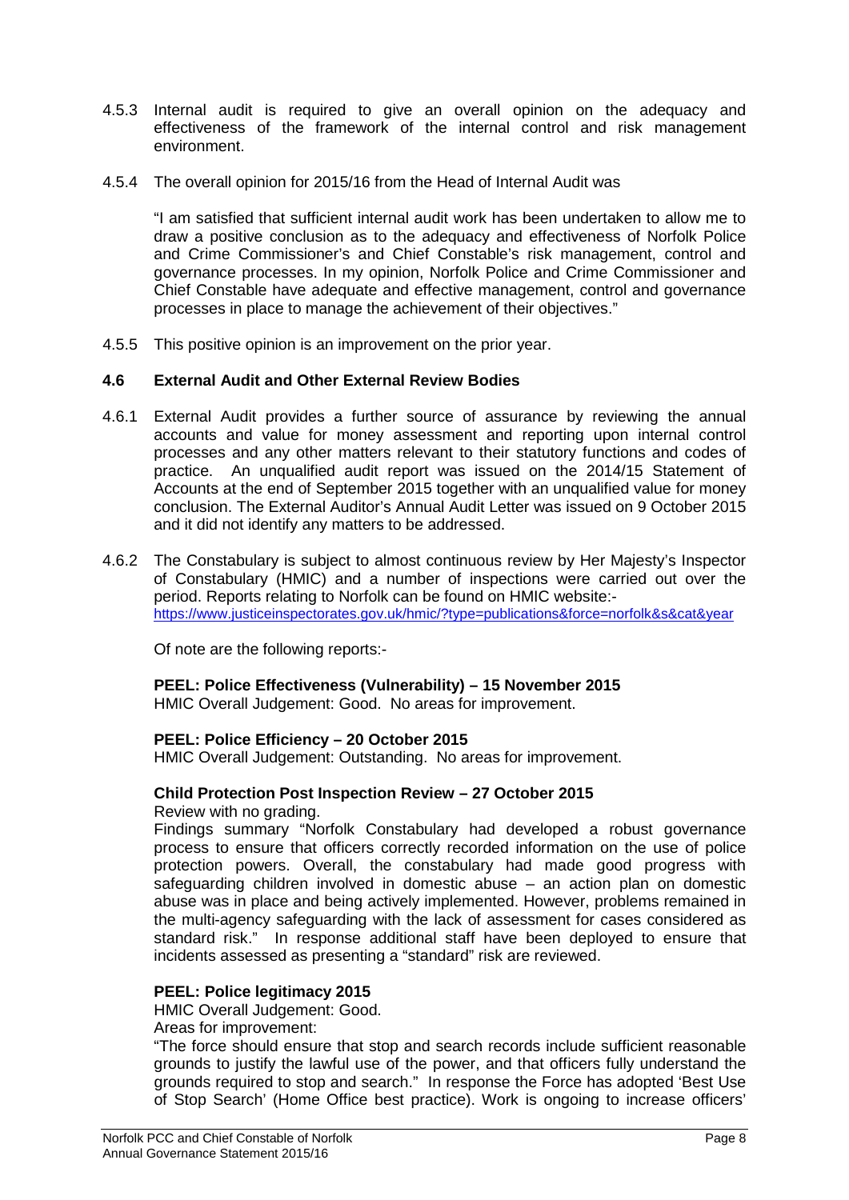4.5.3 Internal audit is required to give an overall opinion on the adequacy and effectiveness of the framework of the internal control and risk management environment.

4.5.4 The overall opinion for 2015/16 from the Head of Internal Audit was

"I am satisfied that sufficient internal audit work has been undertaken to allow me to draw a positive conclusion as to the adequacy and effectiveness of Norfolk Police and Crime Commissioner's and Chief Constable's risk management, control and governance processes. In my opinion, Norfolk Police and Crime Commissioner and Chief Constable have adequate and effective management, control and governance processes in place to manage the achievement of their objectives."

4.5.5 This positive opinion is an improvement on the prior year.

### 4.6 External Audit and Other External Review Bodies

4.6.1 External Audit provides a further source of assurance by reviewing the annual accounts and value for money assessment and reporting upon internal control processes and any other matters relevant to their statutory functions and codes of practice. An unqualified audit report was issued on the 2014/15 Statement of Accounts at the end of September 2015 together with an unqualified value for money conclusion. The External Auditor's Annual Audit Letter was issued on 9 October 2015 and it did not identify any matters to be addressed.

4.6.2 The Constabulary is subject to almost continuous review by Her Majesty's Inspector of Constabulary (HMIC) and a number of inspections were carried out over the period. Reports relating to Norfolk can be found on HMIC website:- https://www.justiceinspectorates.gov.uk/hmic/?type=publications&force=norfolk&s&cat&year

Of note are the following reports:-

**PEEL: Police Effectiveness (Vulnerability) – 15 November 2015**
HMIC Overall Judgement: Good. No areas for improvement.

**PEEL: Police Efficiency – 20 October 2015**
HMIC Overall Judgement: Outstanding. No areas for improvement.

**Child Protection Post Inspection Review – 27 October 2015**
Review with no grading.
Findings summary "Norfolk Constabulary had developed a robust governance process to ensure that officers correctly recorded information on the use of police protection powers. Overall, the constabulary had made good progress with safeguarding children involved in domestic abuse – an action plan on domestic abuse was in place and being actively implemented. However, problems remained in the multi-agency safeguarding with the lack of assessment for cases considered as standard risk." In response additional staff have been deployed to ensure that incidents assessed as presenting a "standard" risk are reviewed.

**PEEL: Police legitimacy 2015**
HMIC Overall Judgement: Good.
Areas for improvement:
"The force should ensure that stop and search records include sufficient reasonable grounds to justify the lawful use of the power, and that officers fully understand the grounds required to stop and search." In response the Force has adopted 'Best Use of Stop Search' (Home Office best practice). Work is ongoing to increase officers'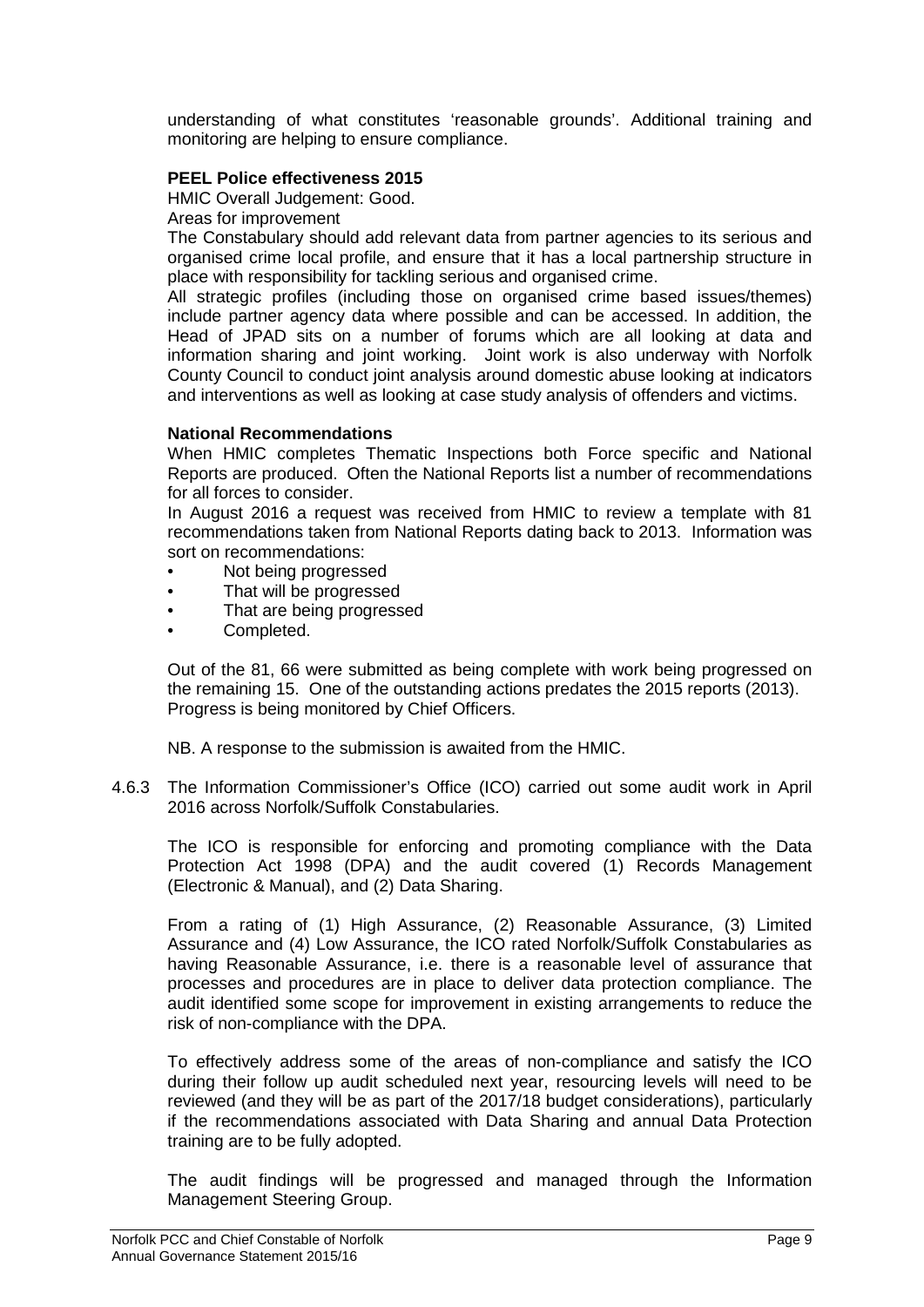understanding of what constitutes 'reasonable grounds'. Additional training and monitoring are helping to ensure compliance.

**PEEL Police effectiveness 2015**

HMIC Overall Judgement: Good.

Areas for improvement

The Constabulary should add relevant data from partner agencies to its serious and organised crime local profile, and ensure that it has a local partnership structure in place with responsibility for tackling serious and organised crime.

All strategic profiles (including those on organised crime based issues/themes) include partner agency data where possible and can be accessed. In addition, the Head of JPAD sits on a number of forums which are all looking at data and information sharing and joint working. Joint work is also underway with Norfolk County Council to conduct joint analysis around domestic abuse looking at indicators and interventions as well as looking at case study analysis of offenders and victims.

**National Recommendations**

When HMIC completes Thematic Inspections both Force specific and National Reports are produced. Often the National Reports list a number of recommendations for all forces to consider.

In August 2016 a request was received from HMIC to review a template with 81 recommendations taken from National Reports dating back to 2013. Information was sort on recommendations:

- Not being progressed
- That will be progressed
- That are being progressed
- Completed.

Out of the 81, 66 were submitted as being complete with work being progressed on the remaining 15. One of the outstanding actions predates the 2015 reports (2013). Progress is being monitored by Chief Officers.

NB. A response to the submission is awaited from the HMIC.

4.6.3 The Information Commissioner's Office (ICO) carried out some audit work in April 2016 across Norfolk/Suffolk Constabularies.

The ICO is responsible for enforcing and promoting compliance with the Data Protection Act 1998 (DPA) and the audit covered (1) Records Management (Electronic & Manual), and (2) Data Sharing.

From a rating of (1) High Assurance, (2) Reasonable Assurance, (3) Limited Assurance and (4) Low Assurance, the ICO rated Norfolk/Suffolk Constabularies as having Reasonable Assurance, i.e. there is a reasonable level of assurance that processes and procedures are in place to deliver data protection compliance. The audit identified some scope for improvement in existing arrangements to reduce the risk of non-compliance with the DPA.

To effectively address some of the areas of non-compliance and satisfy the ICO during their follow up audit scheduled next year, resourcing levels will need to be reviewed (and they will be as part of the 2017/18 budget considerations), particularly if the recommendations associated with Data Sharing and annual Data Protection training are to be fully adopted.

The audit findings will be progressed and managed through the Information Management Steering Group.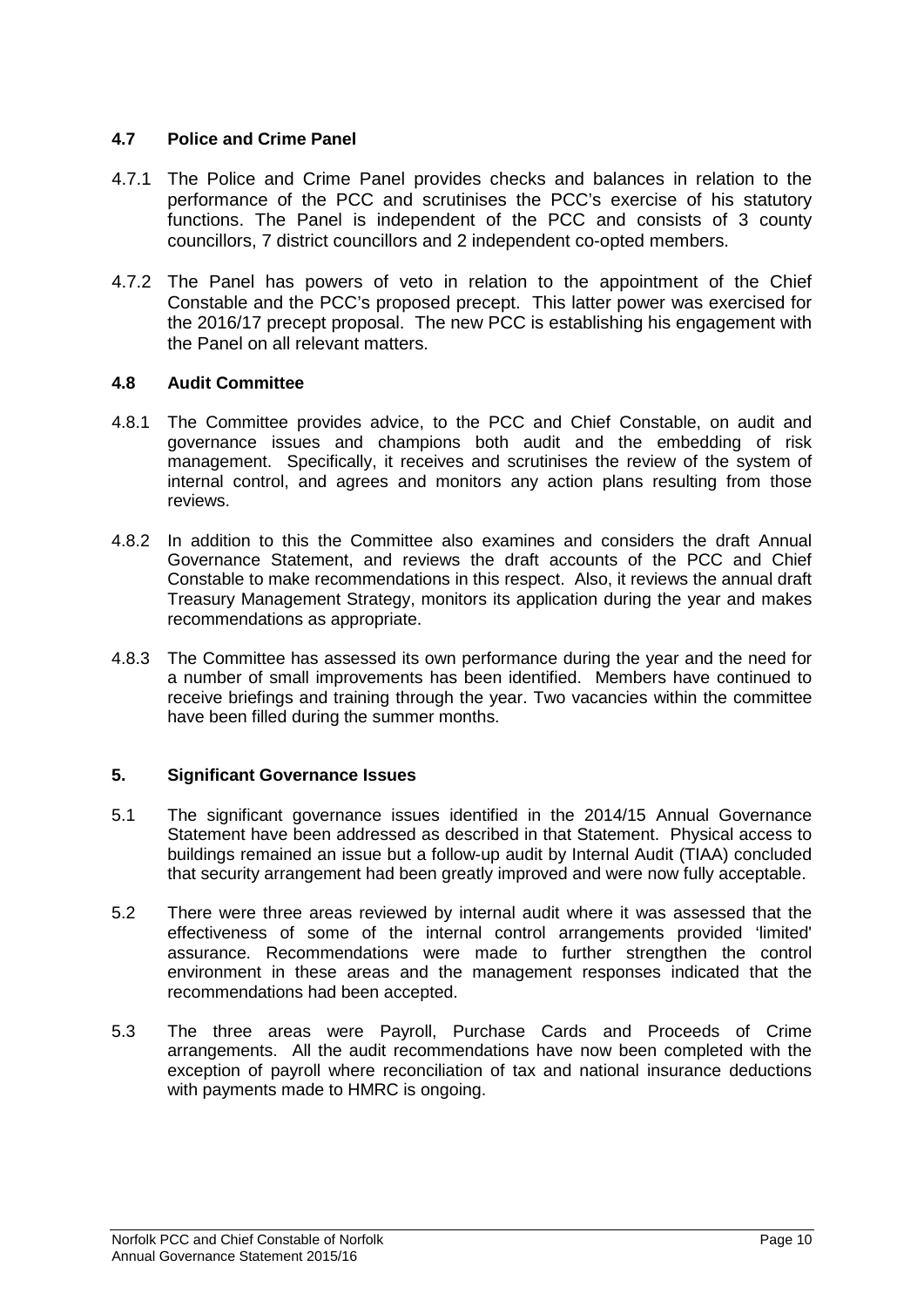### 4.7 Police and Crime Panel

4.7.1 The Police and Crime Panel provides checks and balances in relation to the performance of the PCC and scrutinises the PCC's exercise of his statutory functions. The Panel is independent of the PCC and consists of 3 county councillors, 7 district councillors and 2 independent co-opted members.

4.7.2 The Panel has powers of veto in relation to the appointment of the Chief Constable and the PCC's proposed precept. This latter power was exercised for the 2016/17 precept proposal. The new PCC is establishing his engagement with the Panel on all relevant matters.

### 4.8 Audit Committee

4.8.1 The Committee provides advice, to the PCC and Chief Constable, on audit and governance issues and champions both audit and the embedding of risk management. Specifically, it receives and scrutinises the review of the system of internal control, and agrees and monitors any action plans resulting from those reviews.

4.8.2 In addition to this the Committee also examines and considers the draft Annual Governance Statement, and reviews the draft accounts of the PCC and Chief Constable to make recommendations in this respect. Also, it reviews the annual draft Treasury Management Strategy, monitors its application during the year and makes recommendations as appropriate.

4.8.3 The Committee has assessed its own performance during the year and the need for a number of small improvements has been identified. Members have continued to receive briefings and training through the year. Two vacancies within the committee have been filled during the summer months.

## 5. Significant Governance Issues

5.1 The significant governance issues identified in the 2014/15 Annual Governance Statement have been addressed as described in that Statement. Physical access to buildings remained an issue but a follow-up audit by Internal Audit (TIAA) concluded that security arrangement had been greatly improved and were now fully acceptable.

5.2 There were three areas reviewed by internal audit where it was assessed that the effectiveness of some of the internal control arrangements provided 'limited' assurance. Recommendations were made to further strengthen the control environment in these areas and the management responses indicated that the recommendations had been accepted.

5.3 The three areas were Payroll, Purchase Cards and Proceeds of Crime arrangements. All the audit recommendations have now been completed with the exception of payroll where reconciliation of tax and national insurance deductions with payments made to HMRC is ongoing.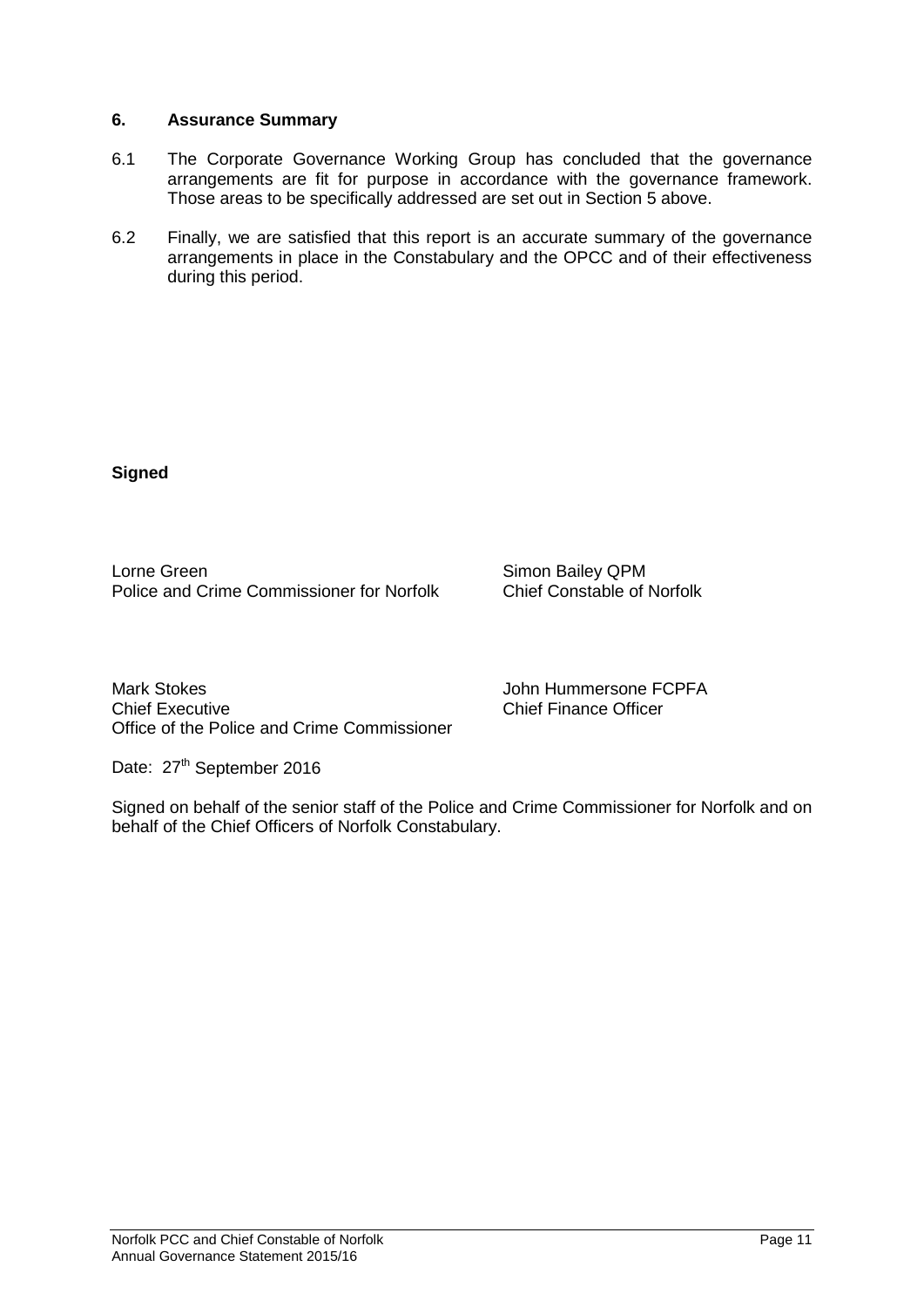## 6. Assurance Summary

6.1 The Corporate Governance Working Group has concluded that the governance arrangements are fit for purpose in accordance with the governance framework. Those areas to be specifically addressed are set out in Section 5 above.

6.2 Finally, we are satisfied that this report is an accurate summary of the governance arrangements in place in the Constabulary and the OPCC and of their effectiveness during this period.

**Signed**

Lorne Green
Police and Crime Commissioner for Norfolk

Simon Bailey QPM
Chief Constable of Norfolk

Mark Stokes
Chief Executive
Office of the Police and Crime Commissioner

John Hummersone FCPFA
Chief Finance Officer

Date: 27th September 2016

Signed on behalf of the senior staff of the Police and Crime Commissioner for Norfolk and on behalf of the Chief Officers of Norfolk Constabulary.